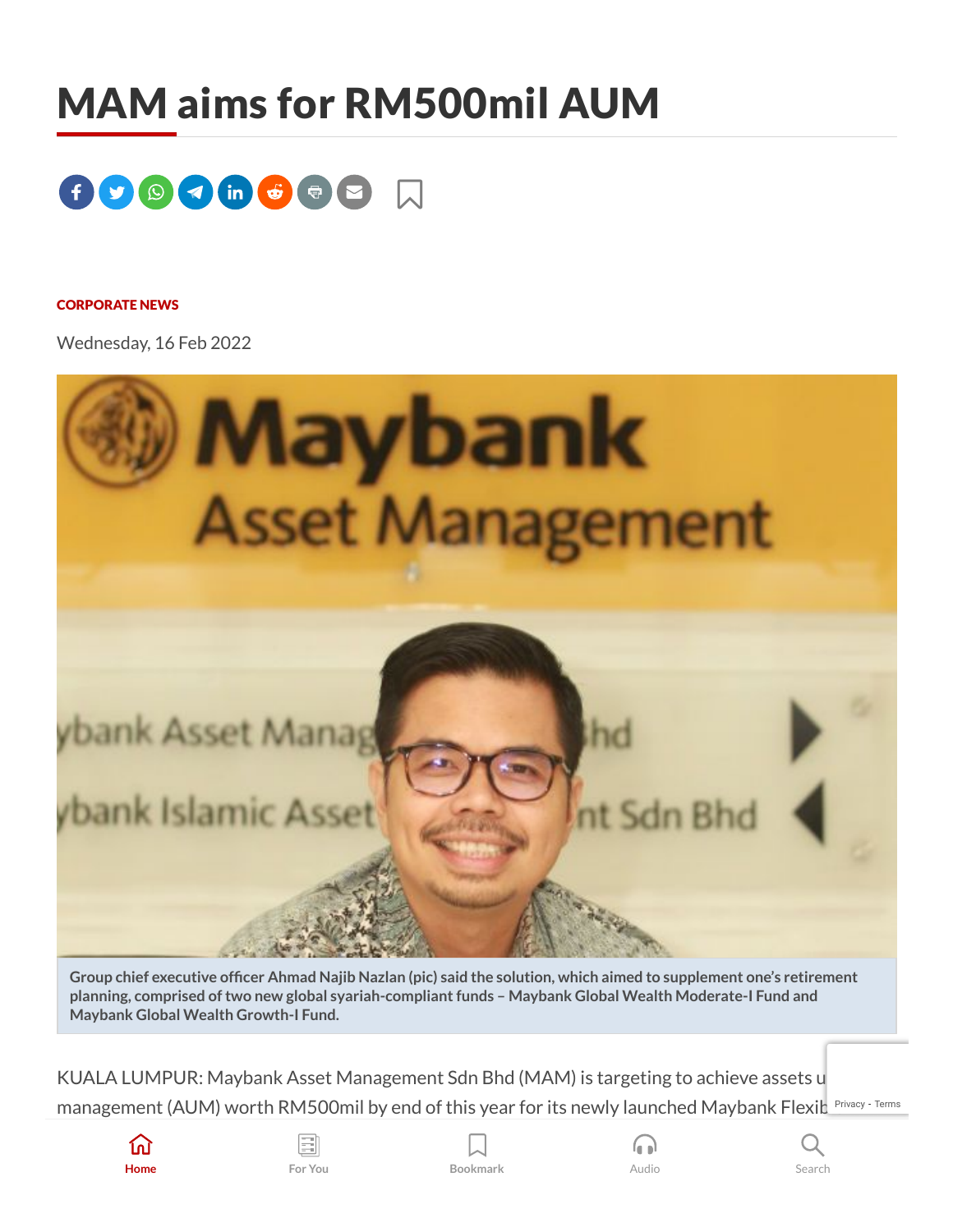# MAM aims for RM500mil AUM

**CORPORATE NEWS**

Wednesday, 16 Feb 2022

**Group chief executive officer Ahmad Najib Nazlan (pic) said the solution, which aimed to supplement one's retirement planning, comprised of two new global syariah-compliant funds – Maybank Global Wealth Moderate-I Fund and Maybank Global Wealth Growth-I Fund.**

KUALA LUMPUR: Maybank Asset Management Sdn Bhd (MAM) is targeting to achieve assets u management (AUM) worth RM500mil by end of this year for its newly launched Maybank Flexib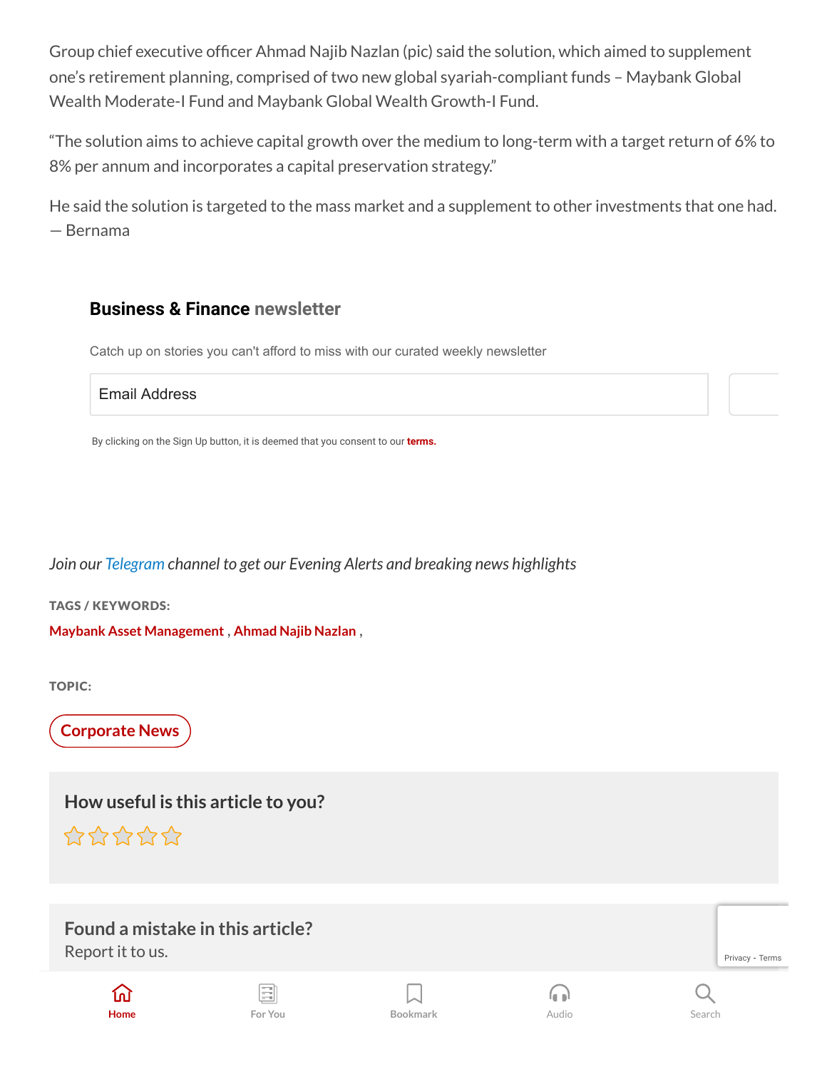Group chief executive officer Ahmad Najib Nazlan (pic) said the solution, which aimed to supplement one's retirement planning, comprised of two new global syariah-compliant funds – Maybank Global Wealth Moderate-I Fund and Maybank Global Wealth Growth-I Fund.

"The solution aims to achieve capital growth over the medium to long-term with a target return of 6% to 8% per annum and incorporates a capital preservation strategy."

He said the solution is targeted to the mass market and a supplement to other investments that one had. — Bernama

### Business & Finance newsletter

Catch up on stories you can't afford to miss with our curated weekly newsletter

Email Address

By clicking on the Sign Up button, it is deemed that you consent to our **terms.**

*Join our Telegram channel to get our Evening Alerts and breaking news highlights*

**TAGS / KEYWORDS:**

**Maybank Asset Management** , **Ahmad Najib Nazlan** ,

**TOPIC:**

**Corporate News**

### How useful is this article to you?

### Found a mistake in this article?

Report it to us.